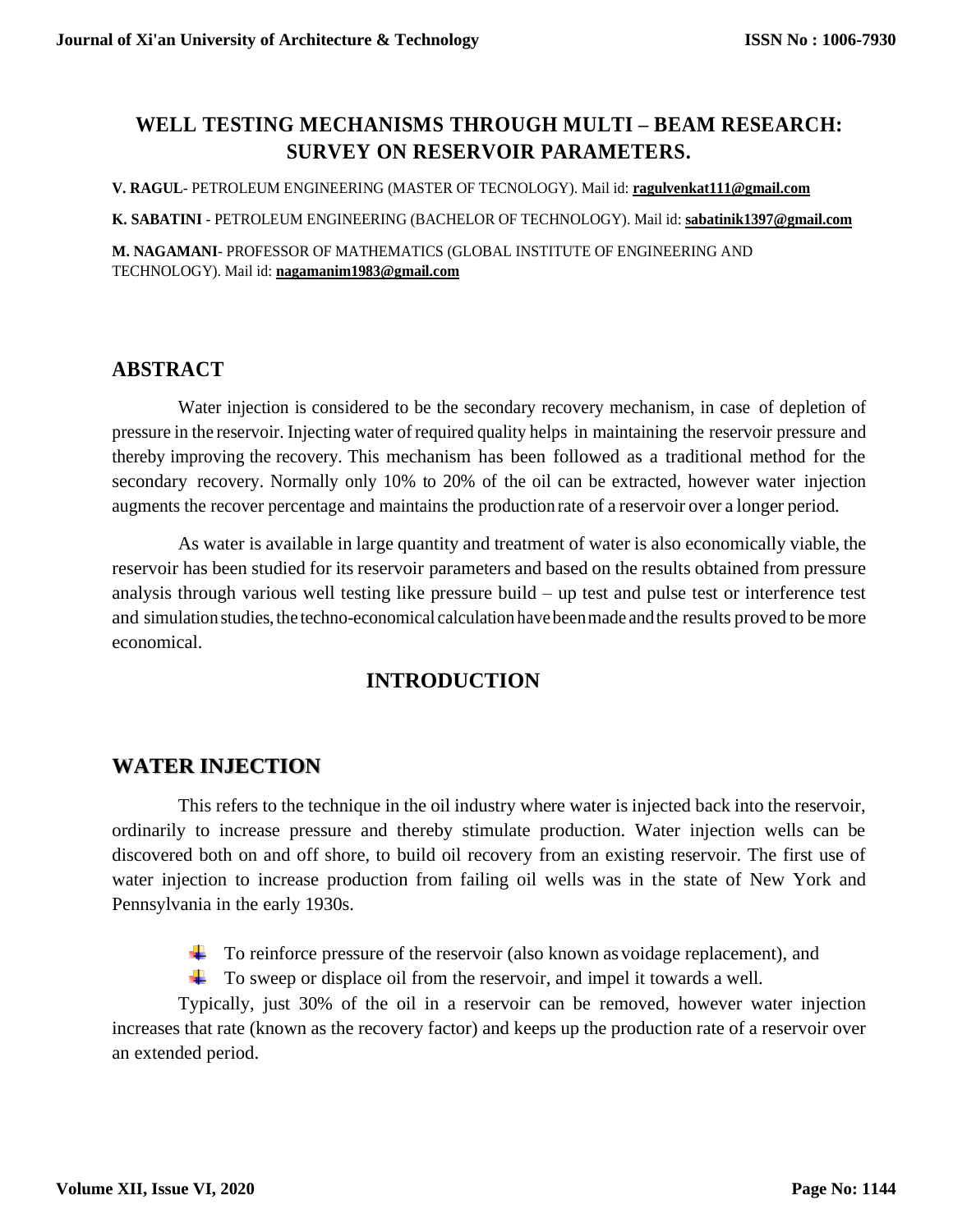# WELL TESTING MECHANISMS THROUGH MULTI – BEAM RESEARCH: SURVEY ON RESERVOIR PARAMETERS.

**V. RAGUL**- PETROLEUM ENGINEERING (MASTER OF TECNOLOGY). Mail id: **ragulvenkat111@gmail.com**

**K. SABATINI** - PETROLEUM ENGINEERING (BACHELOR OF TECHNOLOGY). Mail id: **sabatinik1397@gmail.com**

**M. NAGAMANI**- PROFESSOR OF MATHEMATICS (GLOBAL INSTITUTE OF ENGINEERING AND TECHNOLOGY). Mail id: **nagamanim1983@gmail.com**

## ABSTRACT

Water injection is considered to be the secondary recovery mechanism, in case of depletion of pressure in the reservoir. Injecting water of required quality helps in maintaining the reservoir pressure and thereby improving the recovery. This mechanism has been followed as a traditional method for the secondary recovery. Normally only 10% to 20% of the oil can be extracted, however water injection augments the recover percentage and maintains the production rate of a reservoir over a longer period.

As water is available in large quantity and treatment of water is also economically viable, the reservoir has been studied for its reservoir parameters and based on the results obtained from pressure analysis through various well testing like pressure build – up test and pulse test or interference test and simulation studies, the techno-economical calculation have been made and the results proved to be more economical.

## INTRODUCTION

## WATER INJECTION

This refers to the technique in the oil industry where water is injected back into the reservoir, ordinarily to increase pressure and thereby stimulate production. Water injection wells can be discovered both on and off shore, to build oil recovery from an existing reservoir. The first use of water injection to increase production from failing oil wells was in the state of New York and Pennsylvania in the early 1930s.

- To reinforce pressure of the reservoir (also known as voidage replacement), and
- To sweep or displace oil from the reservoir, and impel it towards a well.

Typically, just 30% of the oil in a reservoir can be removed, however water injection increases that rate (known as the recovery factor) and keeps up the production rate of a reservoir over an extended period.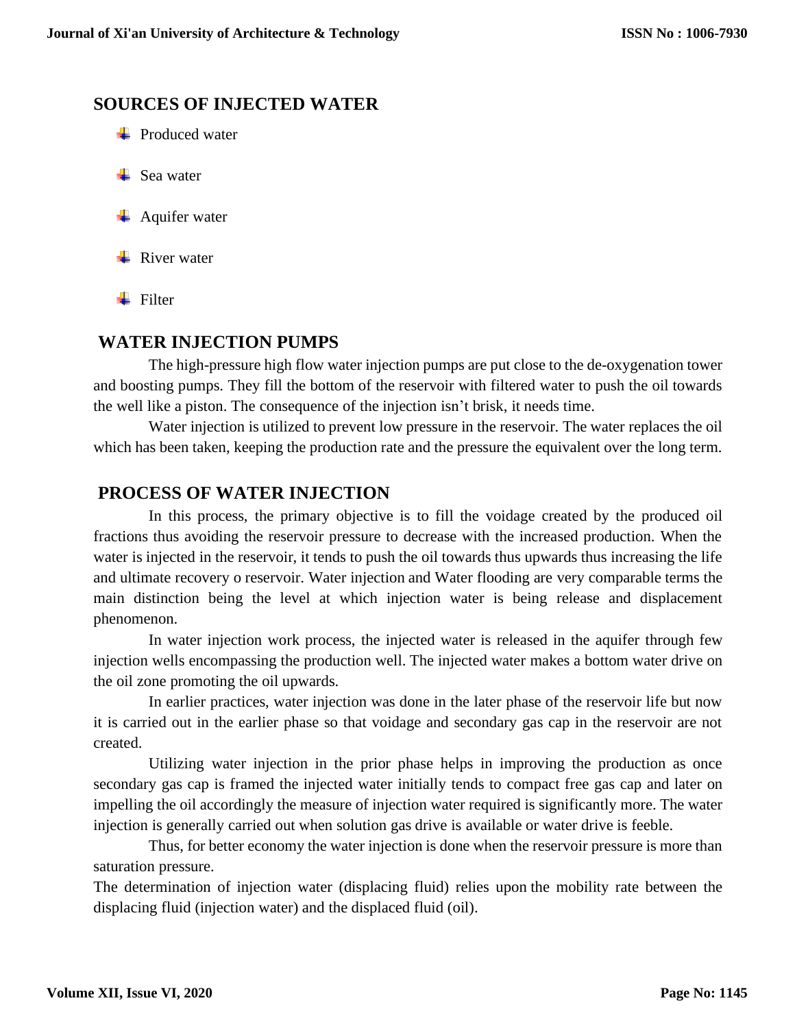## SOURCES OF INJECTED WATER

- Produced water
- Sea water
- Aquifer water
- River water
- Filter

## WATER INJECTION PUMPS

The high-pressure high flow water injection pumps are put close to the de-oxygenation tower and boosting pumps. They fill the bottom of the reservoir with filtered water to push the oil towards the well like a piston. The consequence of the injection isn't brisk, it needs time.

Water injection is utilized to prevent low pressure in the reservoir. The water replaces the oil which has been taken, keeping the production rate and the pressure the equivalent over the long term.

## PROCESS OF WATER INJECTION

In this process, the primary objective is to fill the voidage created by the produced oil fractions thus avoiding the reservoir pressure to decrease with the increased production. When the water is injected in the reservoir, it tends to push the oil towards thus upwards thus increasing the life and ultimate recovery o reservoir. Water injection and Water flooding are very comparable terms the main distinction being the level at which injection water is being release and displacement phenomenon.

In water injection work process, the injected water is released in the aquifer through few injection wells encompassing the production well. The injected water makes a bottom water drive on the oil zone promoting the oil upwards.

In earlier practices, water injection was done in the later phase of the reservoir life but now it is carried out in the earlier phase so that voidage and secondary gas cap in the reservoir are not created.

Utilizing water injection in the prior phase helps in improving the production as once secondary gas cap is framed the injected water initially tends to compact free gas cap and later on impelling the oil accordingly the measure of injection water required is significantly more. The water injection is generally carried out when solution gas drive is available or water drive is feeble.

Thus, for better economy the water injection is done when the reservoir pressure is more than saturation pressure.

The determination of injection water (displacing fluid) relies upon the mobility rate between the displacing fluid (injection water) and the displaced fluid (oil).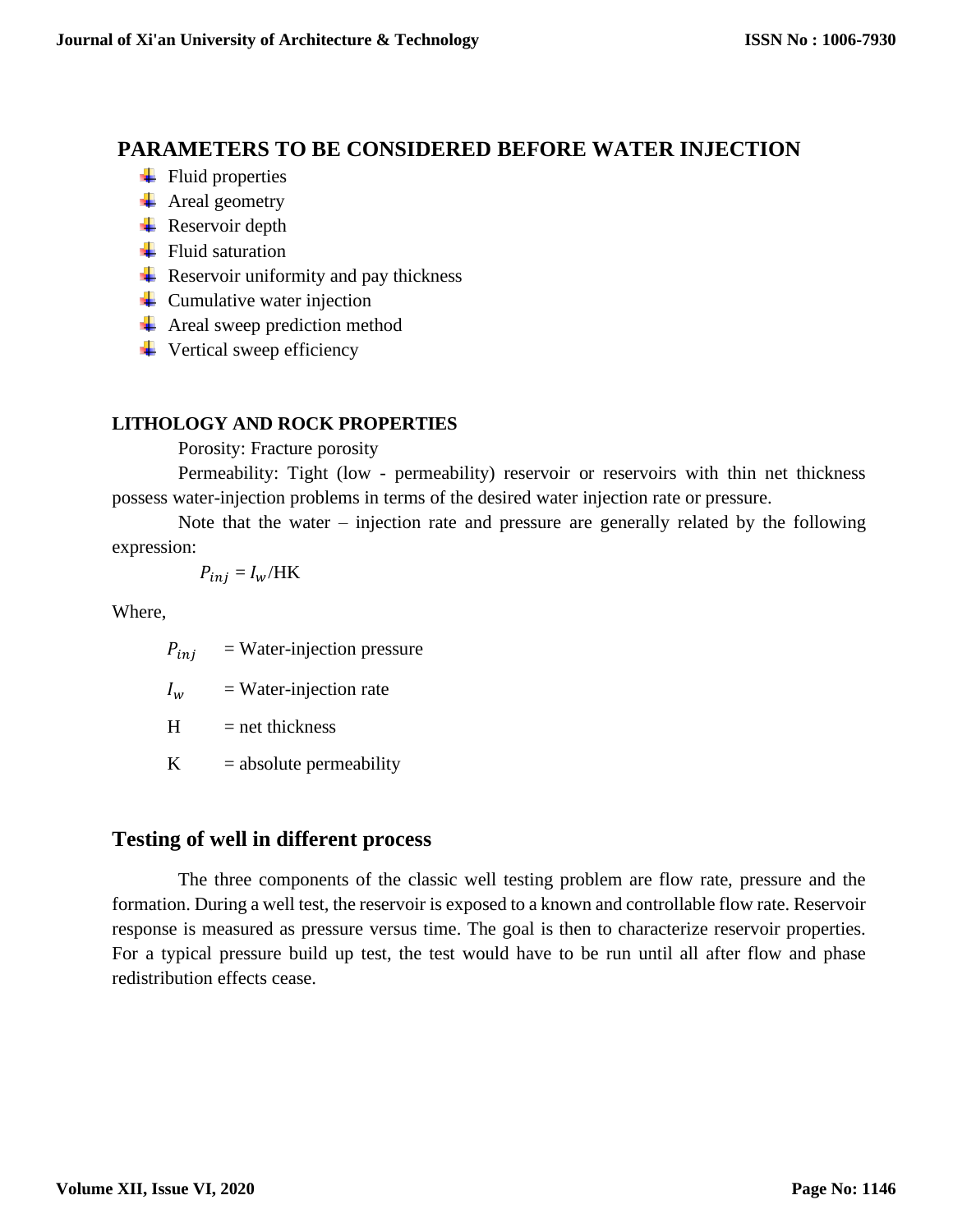## PARAMETERS TO BE CONSIDERED BEFORE WATER INJECTION

- Fluid properties
- Areal geometry
- Reservoir depth
- Fluid saturation
- Reservoir uniformity and pay thickness
- Cumulative water injection
- Areal sweep prediction method
- Vertical sweep efficiency

### LITHOLOGY AND ROCK PROPERTIES

Porosity: Fracture porosity

Permeability: Tight (low - permeability) reservoir or reservoirs with thin net thickness possess water-injection problems in terms of the desired water injection rate or pressure.

Note that the water – injection rate and pressure are generally related by the following expression:

$$P_{inj} = I_w/\text{HK}$$

Where,

$P_{inj}$ = Water-injection pressure

$I_w$ = Water-injection rate

H = net thickness

K = absolute permeability

## Testing of well in different process

The three components of the classic well testing problem are flow rate, pressure and the formation. During a well test, the reservoir is exposed to a known and controllable flow rate. Reservoir response is measured as pressure versus time. The goal is then to characterize reservoir properties. For a typical pressure build up test, the test would have to be run until all after flow and phase redistribution effects cease.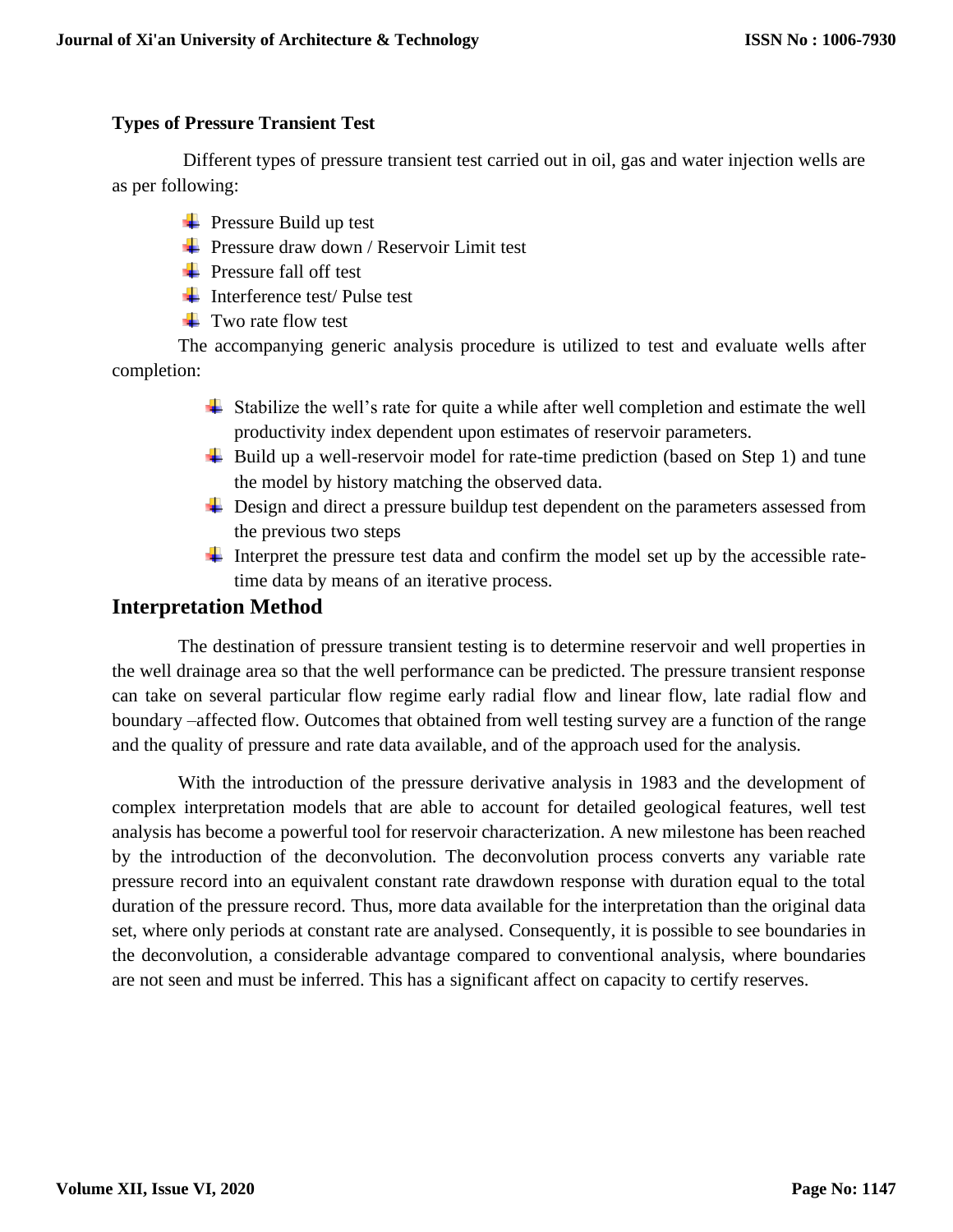**Types of Pressure Transient Test**

Different types of pressure transient test carried out in oil, gas and water injection wells are as per following:

- Pressure Build up test
- Pressure draw down / Reservoir Limit test
- Pressure fall off test
- Interference test/ Pulse test
- Two rate flow test

The accompanying generic analysis procedure is utilized to test and evaluate wells after completion:

- Stabilize the well's rate for quite a while after well completion and estimate the well productivity index dependent upon estimates of reservoir parameters.
- Build up a well-reservoir model for rate-time prediction (based on Step 1) and tune the model by history matching the observed data.
- Design and direct a pressure buildup test dependent on the parameters assessed from the previous two steps
- Interpret the pressure test data and confirm the model set up by the accessible rate-time data by means of an iterative process.

## Interpretation Method

The destination of pressure transient testing is to determine reservoir and well properties in the well drainage area so that the well performance can be predicted. The pressure transient response can take on several particular flow regime early radial flow and linear flow, late radial flow and boundary –affected flow. Outcomes that obtained from well testing survey are a function of the range and the quality of pressure and rate data available, and of the approach used for the analysis.

With the introduction of the pressure derivative analysis in 1983 and the development of complex interpretation models that are able to account for detailed geological features, well test analysis has become a powerful tool for reservoir characterization. A new milestone has been reached by the introduction of the deconvolution. The deconvolution process converts any variable rate pressure record into an equivalent constant rate drawdown response with duration equal to the total duration of the pressure record. Thus, more data available for the interpretation than the original data set, where only periods at constant rate are analysed. Consequently, it is possible to see boundaries in the deconvolution, a considerable advantage compared to conventional analysis, where boundaries are not seen and must be inferred. This has a significant affect on capacity to certify reserves.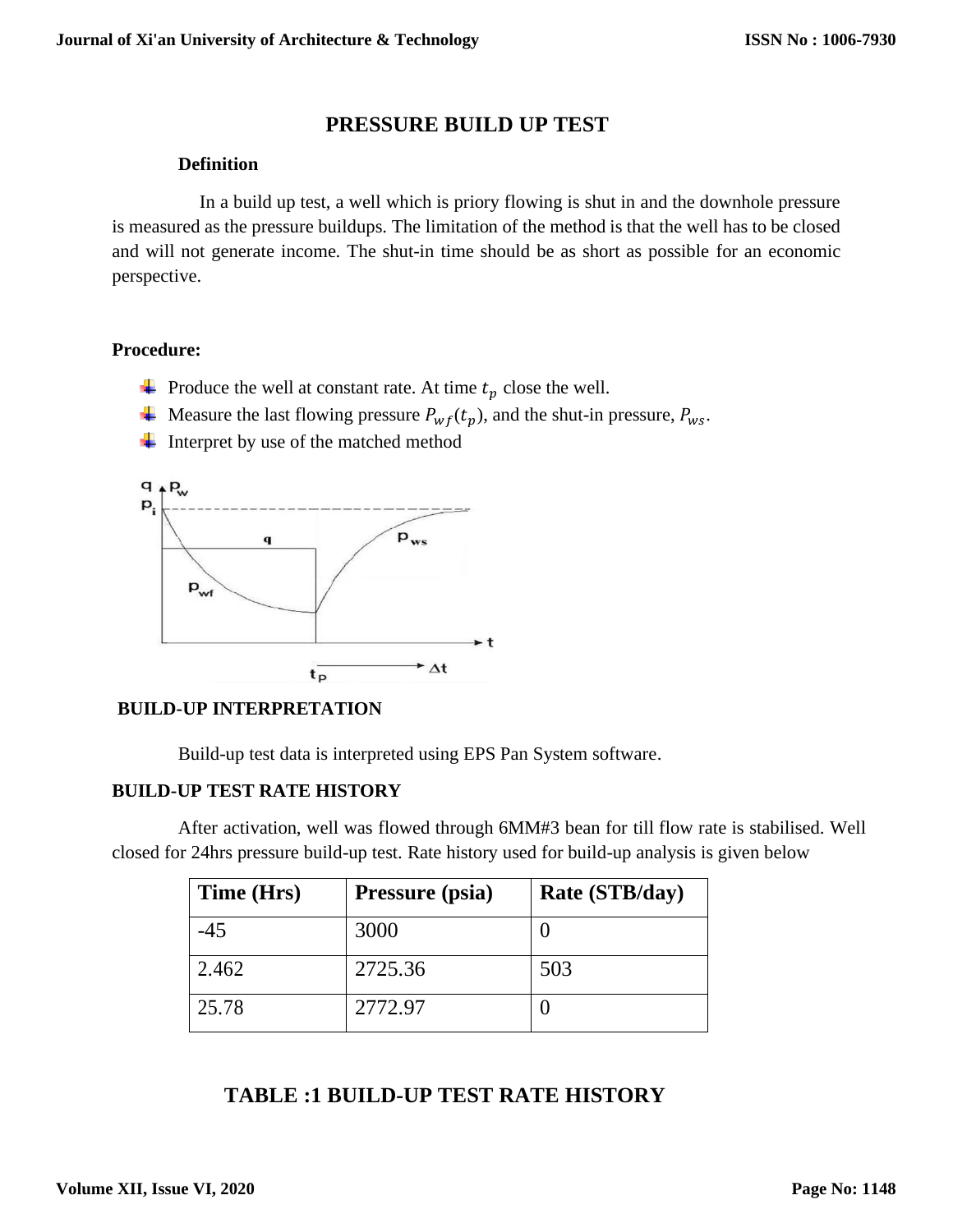## PRESSURE BUILD UP TEST

### Definition

In a build up test, a well which is priory flowing is shut in and the downhole pressure is measured as the pressure buildups. The limitation of the method is that the well has to be closed and will not generate income. The shut-in time should be as short as possible for an economic perspective.

### Procedure:

- Produce the well at constant rate. At time $t_p$ close the well.
- Measure the last flowing pressure $P_{wf}(t_p)$, and the shut-in pressure, $P_{ws}$.
- Interpret by use of the matched method

### BUILD-UP INTERPRETATION

Build-up test data is interpreted using EPS Pan System software.

### BUILD-UP TEST RATE HISTORY

After activation, well was flowed through 6MM#3 bean for till flow rate is stabilised. Well closed for 24hrs pressure build-up test. Rate history used for build-up analysis is given below

| Time (Hrs) | Pressure (psia) | Rate (STB/day) |
|---|---|---|
| -45 | 3000 | 0 |
| 2.462 | 2725.36 | 503 |
| 25.78 | 2772.97 | 0 |

**TABLE :1 BUILD-UP TEST RATE HISTORY**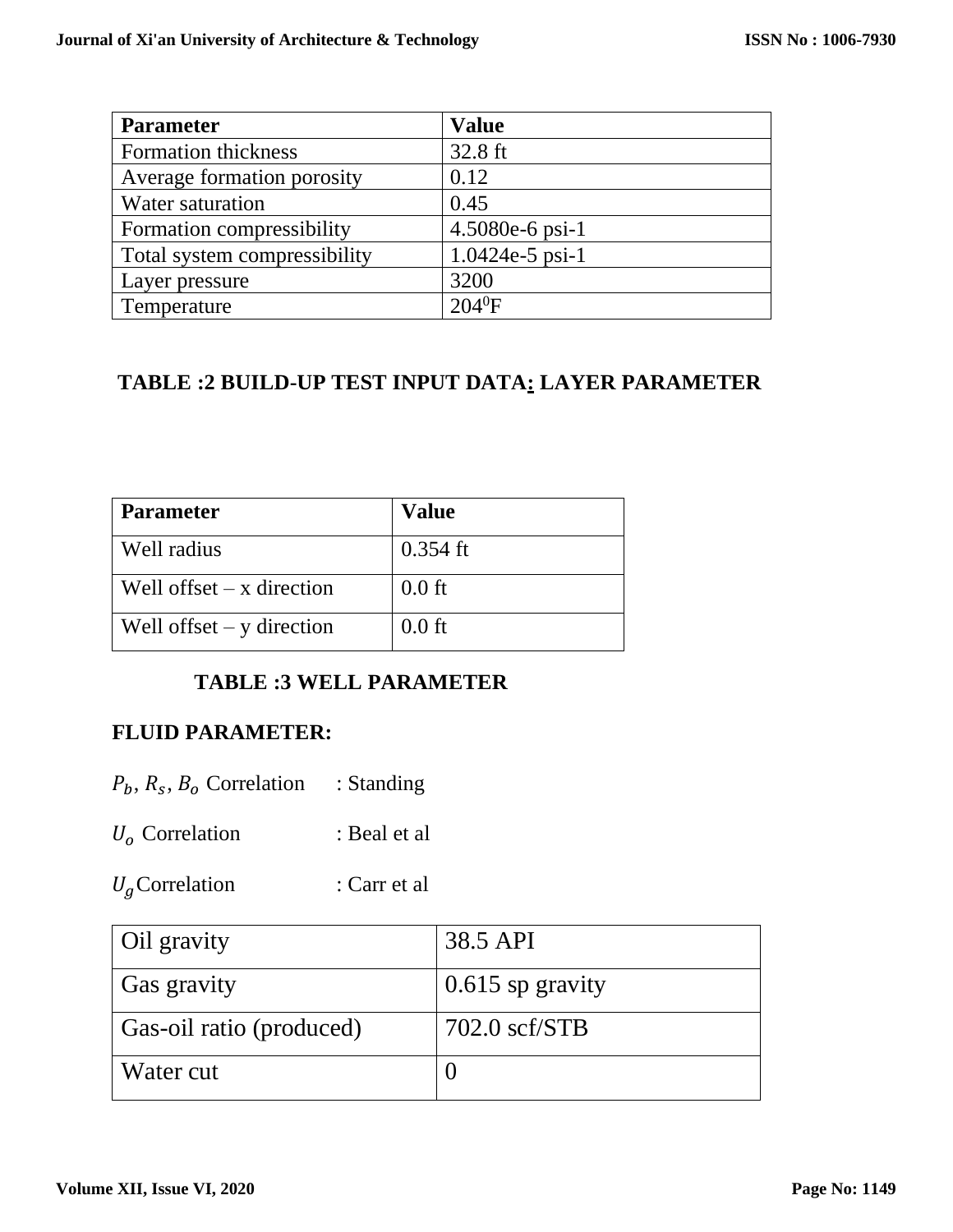| Parameter | Value |
| --- | --- |
| Formation thickness | 32.8 ft |
| Average formation porosity | 0.12 |
| Water saturation | 0.45 |
| Formation compressibility | 4.5080e-6 psi-1 |
| Total system compressibility | 1.0424e-5 psi-1 |
| Layer pressure | 3200 |
| Temperature | $204^0$F |

**TABLE :2 BUILD-UP TEST INPUT DATA: LAYER PARAMETER**

| Parameter | Value |
| --- | --- |
| Well radius | 0.354 ft |
| Well offset – x direction | 0.0 ft |
| Well offset – y direction | 0.0 ft |

**TABLE :3 WELL PARAMETER**

**FLUID PARAMETER:**

$P_b$, $R_s$, $B_o$ Correlation : Standing

$U_o$ Correlation : Beal et al

$U_g$ Correlation : Carr et al

| Oil gravity | 38.5 API |
| --- | --- |
| Gas gravity | 0.615 sp gravity |
| Gas-oil ratio (produced) | 702.0 scf/STB |
| Water cut | 0 |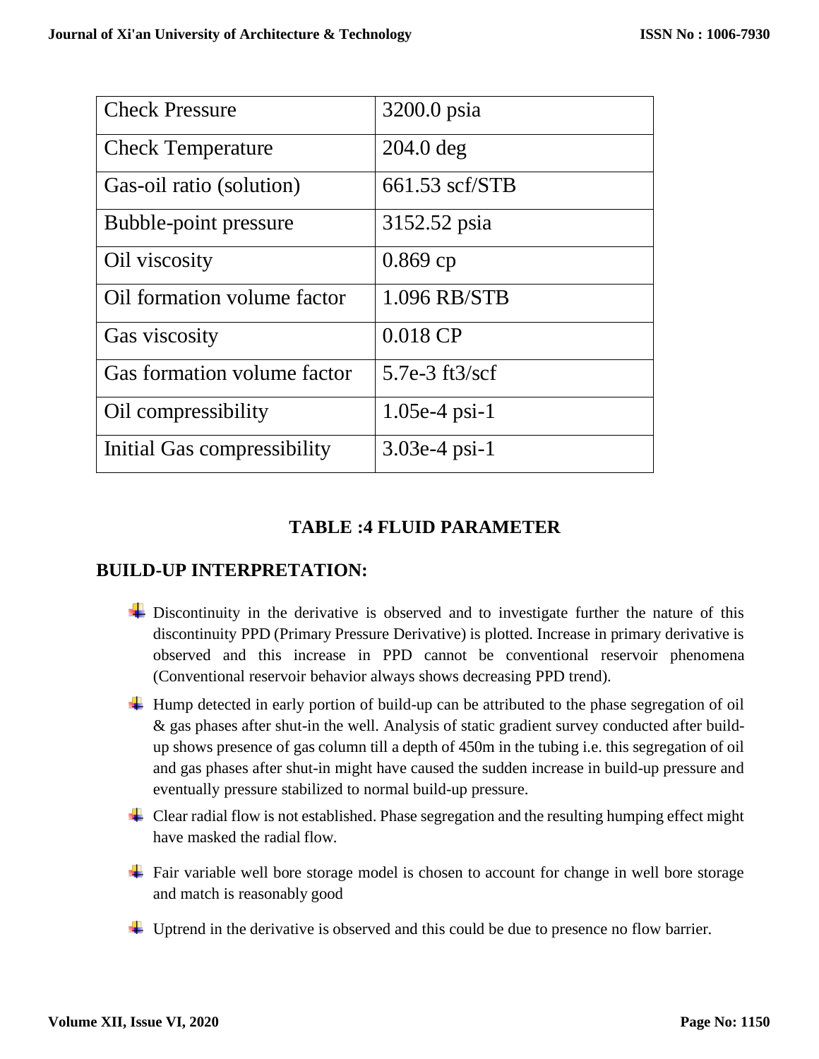| Check Pressure | 3200.0 psia |
|---|---|
| Check Temperature | 204.0 deg |
| Gas-oil ratio (solution) | 661.53 scf/STB |
| Bubble-point pressure | 3152.52 psia |
| Oil viscosity | 0.869 cp |
| Oil formation volume factor | 1.096 RB/STB |
| Gas viscosity | 0.018 CP |
| Gas formation volume factor | 5.7e-3 ft3/scf |
| Oil compressibility | 1.05e-4 psi-1 |
| Initial Gas compressibility | 3.03e-4 psi-1 |

**TABLE :4 FLUID PARAMETER**

## BUILD-UP INTERPRETATION:

- Discontinuity in the derivative is observed and to investigate further the nature of this discontinuity PPD (Primary Pressure Derivative) is plotted. Increase in primary derivative is observed and this increase in PPD cannot be conventional reservoir phenomena (Conventional reservoir behavior always shows decreasing PPD trend).
- Hump detected in early portion of build-up can be attributed to the phase segregation of oil & gas phases after shut-in the well. Analysis of static gradient survey conducted after build-up shows presence of gas column till a depth of 450m in the tubing i.e. this segregation of oil and gas phases after shut-in might have caused the sudden increase in build-up pressure and eventually pressure stabilized to normal build-up pressure.
- Clear radial flow is not established. Phase segregation and the resulting humping effect might have masked the radial flow.
- Fair variable well bore storage model is chosen to account for change in well bore storage and match is reasonably good
- Uptrend in the derivative is observed and this could be due to presence no flow barrier.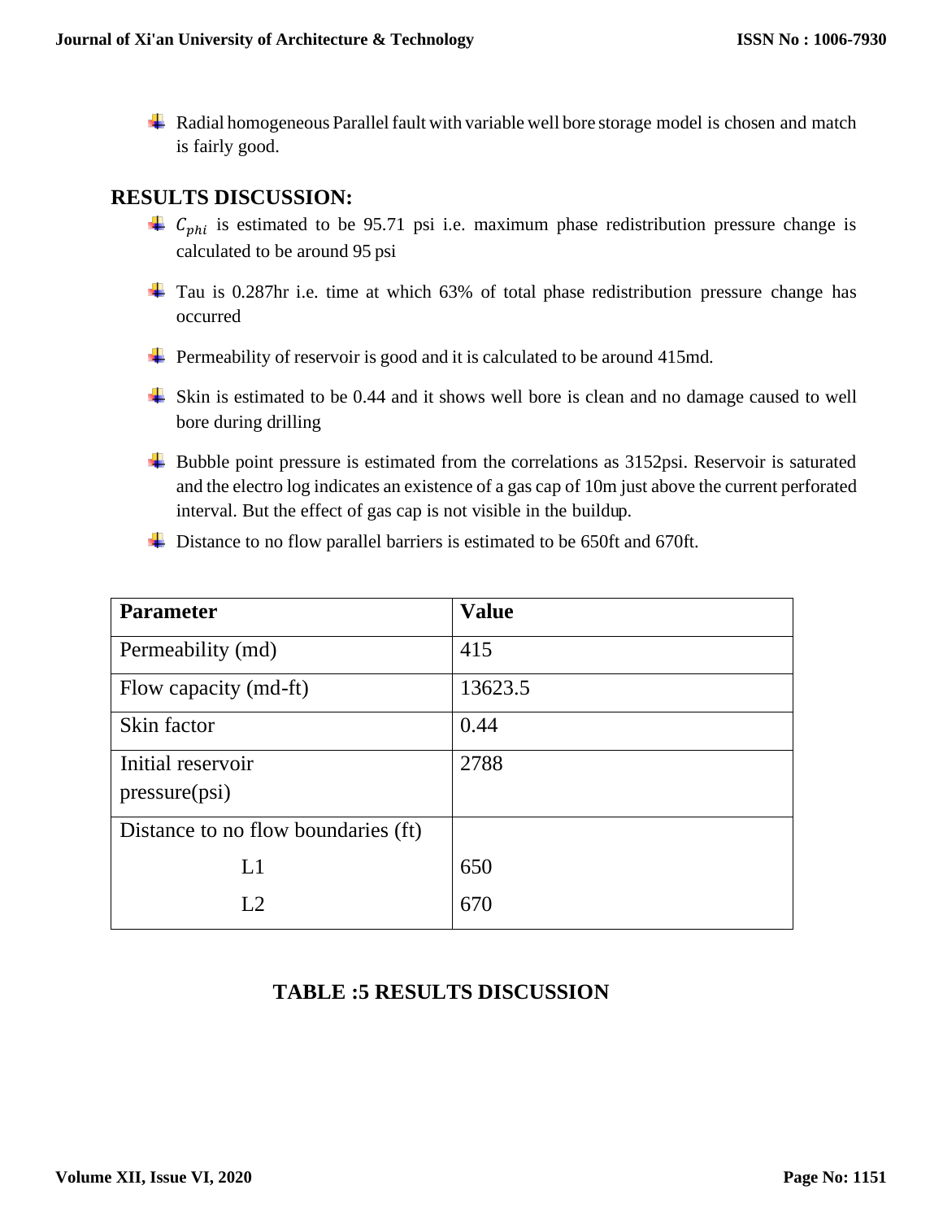- Radial homogeneous Parallel fault with variable well bore storage model is chosen and match is fairly good.

## RESULTS DISCUSSION:

- $C_{phi}$ is estimated to be 95.71 psi i.e. maximum phase redistribution pressure change is calculated to be around 95 psi
- Tau is 0.287hr i.e. time at which 63% of total phase redistribution pressure change has occurred
- Permeability of reservoir is good and it is calculated to be around 415md.
- Skin is estimated to be 0.44 and it shows well bore is clean and no damage caused to well bore during drilling
- Bubble point pressure is estimated from the correlations as 3152psi. Reservoir is saturated and the electro log indicates an existence of a gas cap of 10m just above the current perforated interval. But the effect of gas cap is not visible in the buildup.
- Distance to no flow parallel barriers is estimated to be 650ft and 670ft.

| Parameter | Value |
|---|---|
| Permeability (md) | 415 |
| Flow capacity (md-ft) | 13623.5 |
| Skin factor | 0.44 |
| Initial reservoir pressure(psi) | 2788 |
| Distance to no flow boundaries (ft) | |
| L1 | 650 |
| L2 | 670 |

**TABLE :5 RESULTS DISCUSSION**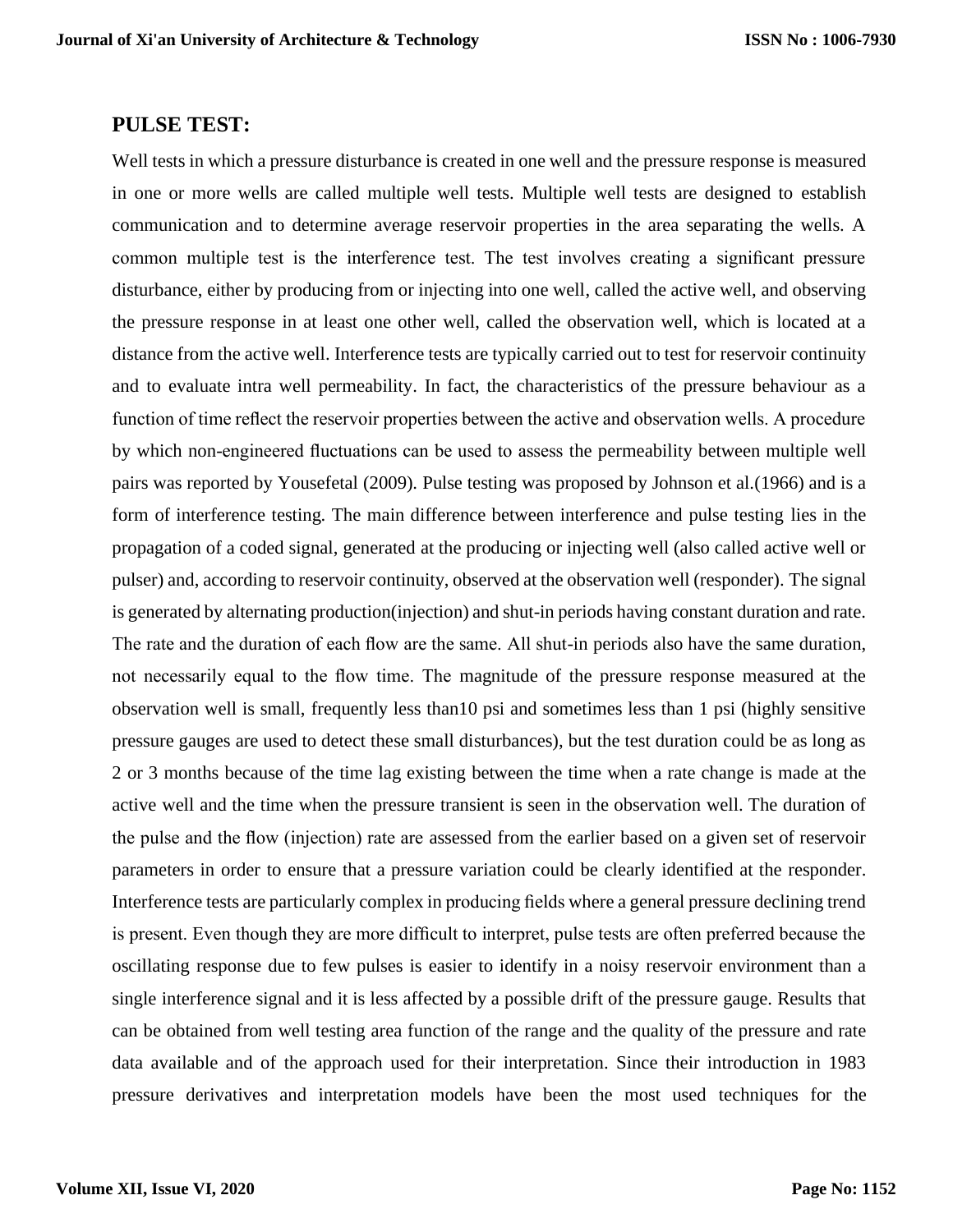## PULSE TEST:

Well tests in which a pressure disturbance is created in one well and the pressure response is measured in one or more wells are called multiple well tests. Multiple well tests are designed to establish communication and to determine average reservoir properties in the area separating the wells. A common multiple test is the interference test. The test involves creating a significant pressure disturbance, either by producing from or injecting into one well, called the active well, and observing the pressure response in at least one other well, called the observation well, which is located at a distance from the active well. Interference tests are typically carried out to test for reservoir continuity and to evaluate intra well permeability. In fact, the characteristics of the pressure behaviour as a function of time reflect the reservoir properties between the active and observation wells. A procedure by which non-engineered fluctuations can be used to assess the permeability between multiple well pairs was reported by Yousefetal (2009). Pulse testing was proposed by Johnson et al.(1966) and is a form of interference testing. The main difference between interference and pulse testing lies in the propagation of a coded signal, generated at the producing or injecting well (also called active well or pulser) and, according to reservoir continuity, observed at the observation well (responder). The signal is generated by alternating production(injection) and shut-in periods having constant duration and rate. The rate and the duration of each flow are the same. All shut-in periods also have the same duration, not necessarily equal to the flow time. The magnitude of the pressure response measured at the observation well is small, frequently less than10 psi and sometimes less than 1 psi (highly sensitive pressure gauges are used to detect these small disturbances), but the test duration could be as long as 2 or 3 months because of the time lag existing between the time when a rate change is made at the active well and the time when the pressure transient is seen in the observation well. The duration of the pulse and the flow (injection) rate are assessed from the earlier based on a given set of reservoir parameters in order to ensure that a pressure variation could be clearly identified at the responder. Interference tests are particularly complex in producing fields where a general pressure declining trend is present. Even though they are more difficult to interpret, pulse tests are often preferred because the oscillating response due to few pulses is easier to identify in a noisy reservoir environment than a single interference signal and it is less affected by a possible drift of the pressure gauge. Results that can be obtained from well testing area function of the range and the quality of the pressure and rate data available and of the approach used for their interpretation. Since their introduction in 1983 pressure derivatives and interpretation models have been the most used techniques for the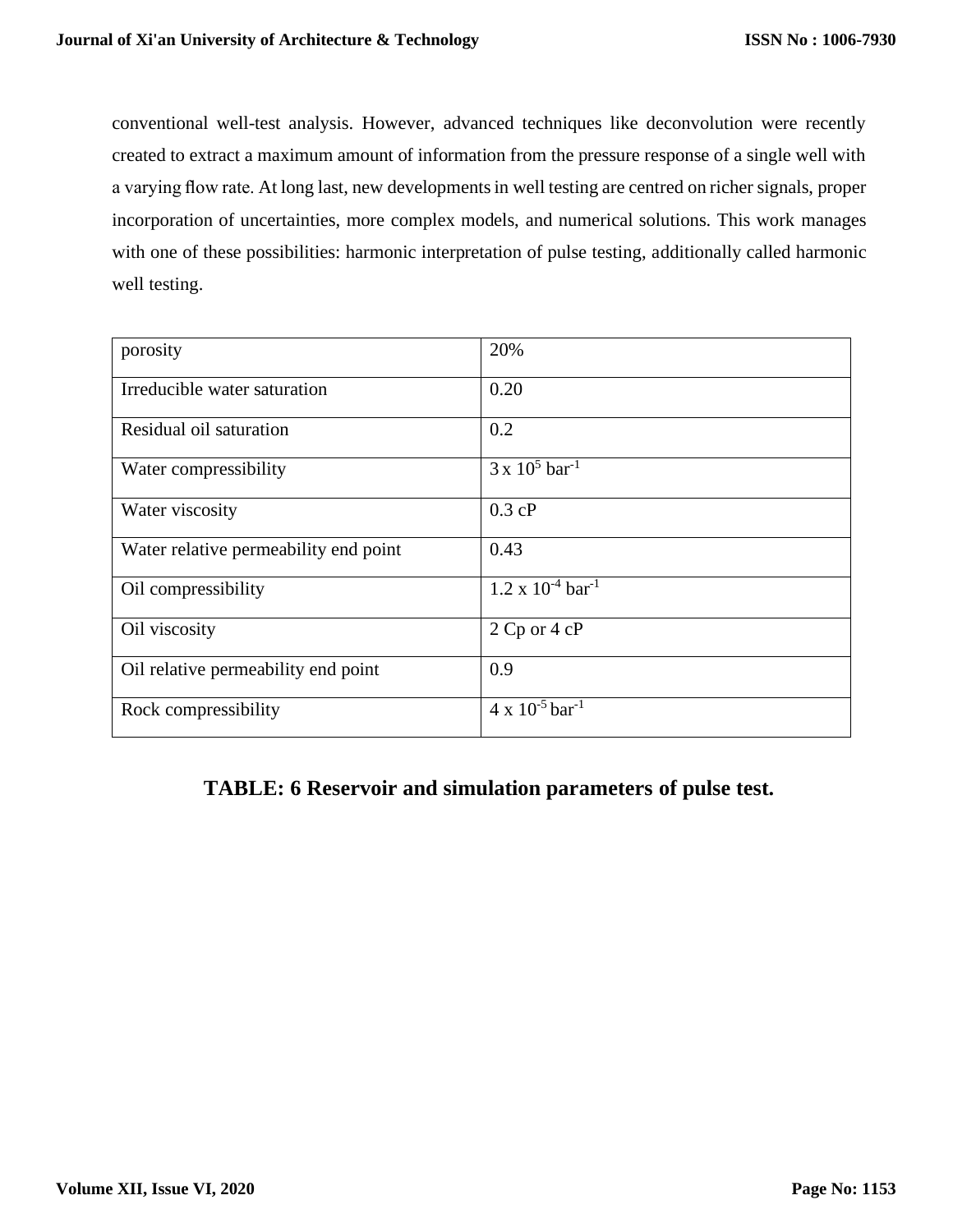conventional well-test analysis. However, advanced techniques like deconvolution were recently created to extract a maximum amount of information from the pressure response of a single well with a varying flow rate. At long last, new developments in well testing are centred on richer signals, proper incorporation of uncertainties, more complex models, and numerical solutions. This work manages with one of these possibilities: harmonic interpretation of pulse testing, additionally called harmonic well testing.

| porosity | 20% |
|---|---|
| Irreducible water saturation | 0.20 |
| Residual oil saturation | 0.2 |
| Water compressibility | $3 \times 10^{5}$ bar$^{-1}$ |
| Water viscosity | 0.3 cP |
| Water relative permeability end point | 0.43 |
| Oil compressibility | $1.2 \times 10^{-4}$ bar$^{-1}$ |
| Oil viscosity | 2 Cp or 4 cP |
| Oil relative permeability end point | 0.9 |
| Rock compressibility | $4 \times 10^{-5}$ bar$^{-1}$ |

**TABLE: 6 Reservoir and simulation parameters of pulse test.**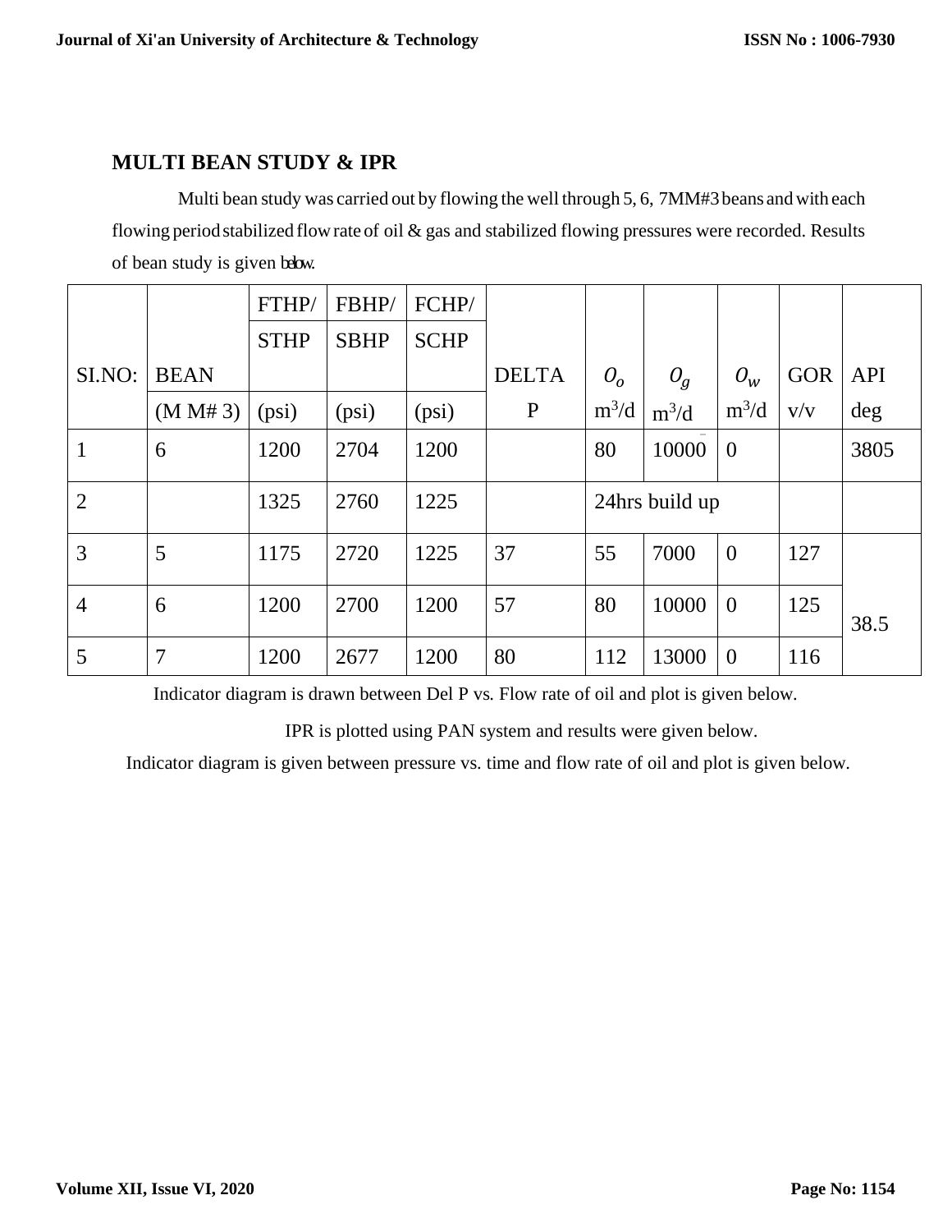## MULTI BEAN STUDY & IPR

Multi bean study was carried out by flowing the well through 5, 6, 7MM#3 beans and with each flowing period stabilized flow rate of oil & gas and stabilized flowing pressures were recorded. Results of bean study is given below.

| SI.NO: | BEAN (M M# 3) | FTHP/ STHP (psi) | FBHP/ SBHP (psi) | FCHP/ SCHP (psi) | DELTA P | $O_o$ m$^3$/d | $O_g$ m$^3$/d | $O_w$ m$^3$/d | GOR v/v | API deg |
|---|---|---|---|---|---|---|---|---|---|---|
| 1 | 6 | 1200 | 2704 | 1200 | | 80 | 10000 | 0 | | 3805 |
| 2 | | 1325 | 2760 | 1225 | | 24hrs build up | | | | |
| 3 | 5 | 1175 | 2720 | 1225 | 37 | 55 | 7000 | 0 | 127 | 38.5 |
| 4 | 6 | 1200 | 2700 | 1200 | 57 | 80 | 10000 | 0 | 125 | |
| 5 | 7 | 1200 | 2677 | 1200 | 80 | 112 | 13000 | 0 | 116 | |

Indicator diagram is drawn between Del P vs. Flow rate of oil and plot is given below.

IPR is plotted using PAN system and results were given below.

Indicator diagram is given between pressure vs. time and flow rate of oil and plot is given below.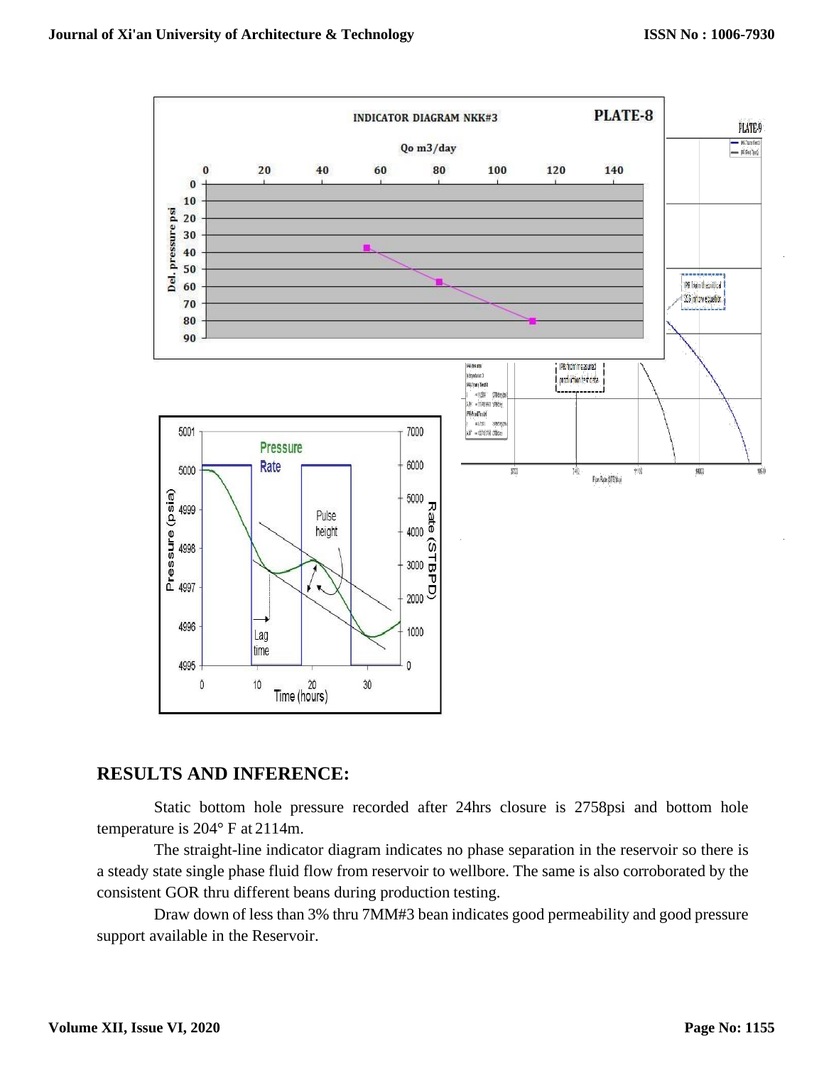## RESULTS AND INFERENCE:

Static bottom hole pressure recorded after 24hrs closure is 2758psi and bottom hole temperature is 204° F at 2114m.

The straight-line indicator diagram indicates no phase separation in the reservoir so there is a steady state single phase fluid flow from reservoir to wellbore. The same is also corroborated by the consistent GOR thru different beans during production testing.

Draw down of less than 3% thru 7MM#3 bean indicates good permeability and good pressure support available in the Reservoir.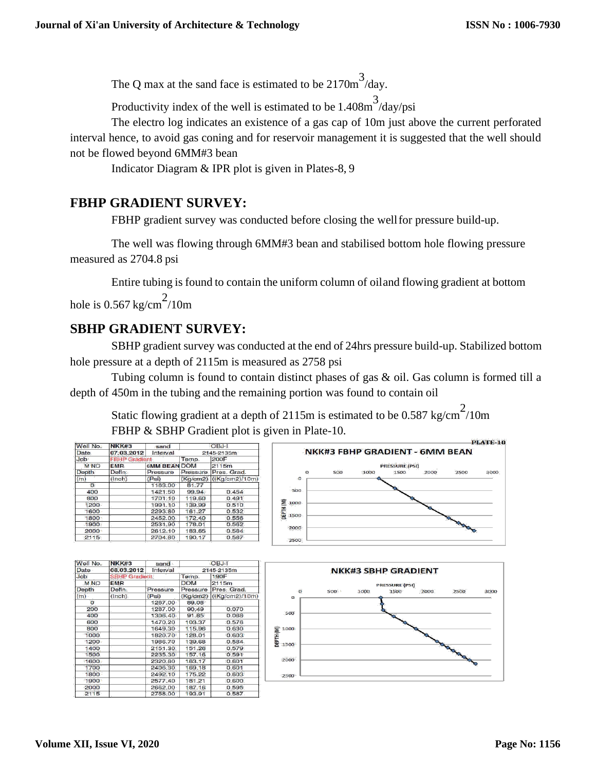The Q max at the sand face is estimated to be 2170m$^3$/day.

Productivity index of the well is estimated to be 1.408m$^3$/day/psi

The electro log indicates an existence of a gas cap of 10m just above the current perforated interval hence, to avoid gas coning and for reservoir management it is suggested that the well should not be flowed beyond 6MM#3 bean

Indicator Diagram & IPR plot is given in Plates-8, 9

## FBHP GRADIENT SURVEY:

FBHP gradient survey was conducted before closing the well for pressure build-up.

The well was flowing through 6MM#3 bean and stabilised bottom hole flowing pressure measured as 2704.8 psi

Entire tubing is found to contain the uniform column of oil and flowing gradient at bottom hole is 0.567 kg/cm$^2$/10m

## SBHP GRADIENT SURVEY:

SBHP gradient survey was conducted at the end of 24hrs pressure build-up. Stabilized bottom hole pressure at a depth of 2115m is measured as 2758 psi

Tubing column is found to contain distinct phases of gas & oil. Gas column is formed till a depth of 450m in the tubing and the remaining portion was found to contain oil

Static flowing gradient at a depth of 2115m is estimated to be 0.587 kg/cm$^2$/10m

FBHP & SBHP Gradient plot is given in Plate-10.

PLATE-10

| Well No. | NKK#3 | sand | OBJ-I | |
|---|---|---|---|---|
| Date | 07.03.2012 | Interval | 2145-2135m | |
| Job | FBHP Gradient | | Temp. | 200F |
| M NO | EMR | 6MM BEAN | DOM | 2115m |
| Depth | Defln. | Pressure | Pressure | Pres. Grad. |
| (m) | (Inch) | (Psi) | (Kg/cm2) | ((Kg/cm2)/10m) |
| 0 | | 1163.00 | 81.77 | |
| 400 | | 1421.50 | 99.94 | 0.454 |
| 800 | | 1701.10 | 119.60 | 0.491 |
| 1200 | | 1991.10 | 139.99 | 0.510 |
| 1600 | | 2293.80 | 161.27 | 0.532 |
| 1800 | | 2452.00 | 172.40 | 0.556 |
| 1900 | | 2531.90 | 178.01 | 0.562 |
| 2000 | | 2612.10 | 183.65 | 0.564 |
| 2115 | | 2704.80 | 190.17 | 0.567 |

NKK#3 FBHP GRADIENT - 6MM BEAN

| Well No. | NKK#3 | sand | OBJ-I | |
|---|---|---|---|---|
| Date | 08.03.2012 | Interval | 2145-2135m | |
| Job | SBHP Gradient | | Temp. | 190F |
| M NO | EMR | | DOM | 2115m |
| Depth | Defln. | Pressure | Pressure | Pres. Grad. |
| (m) | (Inch) | (Psi) | (Kg/cm2) | ((Kg/cm2)/10m) |
| 0 | | 1267.00 | 89.08 | |
| 200 | | 1287.00 | 90.49 | 0.070 |
| 400 | | 1306.40 | 91.85 | 0.068 |
| 600 | | 1470.20 | 103.37 | 0.576 |
| 800 | | 1649.30 | 115.96 | 0.630 |
| 1000 | | 1820.70 | 128.01 | 0.603 |
| 1200 | | 1986.70 | 139.68 | 0.584 |
| 1400 | | 2151.30 | 151.26 | 0.579 |
| 1500 | | 2235.30 | 157.16 | 0.591 |
| 1600 | | 2320.80 | 163.17 | 0.601 |
| 1700 | | 2406.30 | 169.18 | 0.601 |
| 1800 | | 2492.10 | 175.22 | 0.603 |
| 1900 | | 2577.40 | 181.21 | 0.600 |
| 2000 | | 2662.00 | 187.16 | 0.595 |
| 2115 | | 2758.00 | 193.91 | 0.587 |

NKK#3 SBHP GRADIENT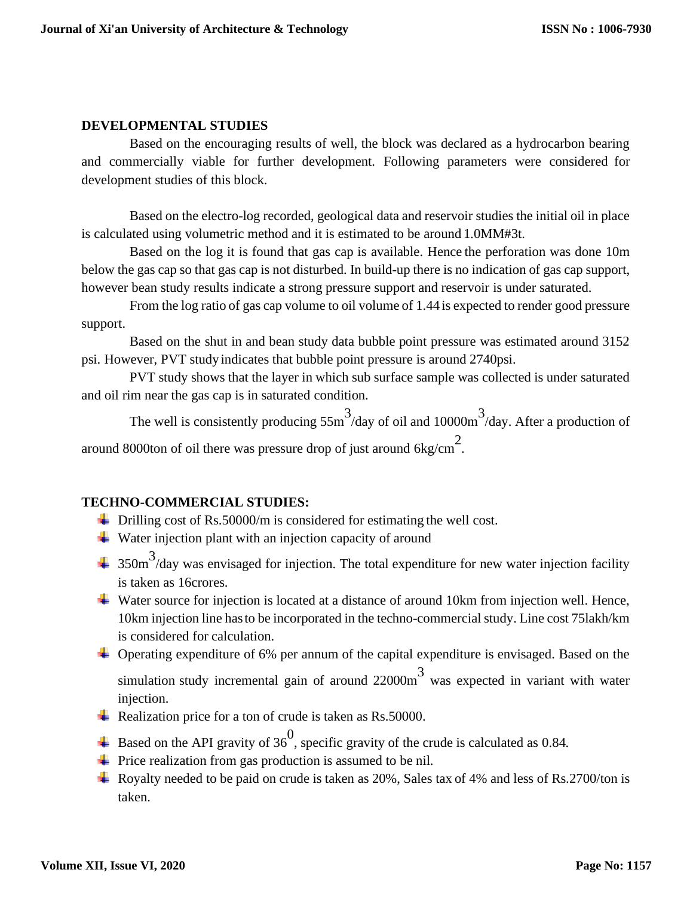## DEVELOPMENTAL STUDIES

Based on the encouraging results of well, the block was declared as a hydrocarbon bearing and commercially viable for further development. Following parameters were considered for development studies of this block.

Based on the electro-log recorded, geological data and reservoir studies the initial oil in place is calculated using volumetric method and it is estimated to be around 1.0MM#3t.

Based on the log it is found that gas cap is available. Hence the perforation was done 10m below the gas cap so that gas cap is not disturbed. In build-up there is no indication of gas cap support, however bean study results indicate a strong pressure support and reservoir is under saturated.

From the log ratio of gas cap volume to oil volume of 1.44 is expected to render good pressure support.

Based on the shut in and bean study data bubble point pressure was estimated around 3152 psi. However, PVT study indicates that bubble point pressure is around 2740psi.

PVT study shows that the layer in which sub surface sample was collected is under saturated and oil rim near the gas cap is in saturated condition.

The well is consistently producing $55m^3$/day of oil and $10000m^3$/day. After a production of around 8000ton of oil there was pressure drop of just around $6kg/cm^2$.

## TECHNO-COMMERCIAL STUDIES:

- Drilling cost of Rs.50000/m is considered for estimating the well cost.
- Water injection plant with an injection capacity of around
- $350m^3$/day was envisaged for injection. The total expenditure for new water injection facility is taken as 16crores.
- Water source for injection is located at a distance of around 10km from injection well. Hence, 10km injection line has to be incorporated in the techno-commercial study. Line cost 75lakh/km is considered for calculation.
- Operating expenditure of 6% per annum of the capital expenditure is envisaged. Based on the simulation study incremental gain of around $22000m^3$ was expected in variant with water injection.
- Realization price for a ton of crude is taken as Rs.50000.
- Based on the API gravity of $36^0$, specific gravity of the crude is calculated as 0.84.
- Price realization from gas production is assumed to be nil.
- Royalty needed to be paid on crude is taken as 20%, Sales tax of 4% and less of Rs.2700/ton is taken.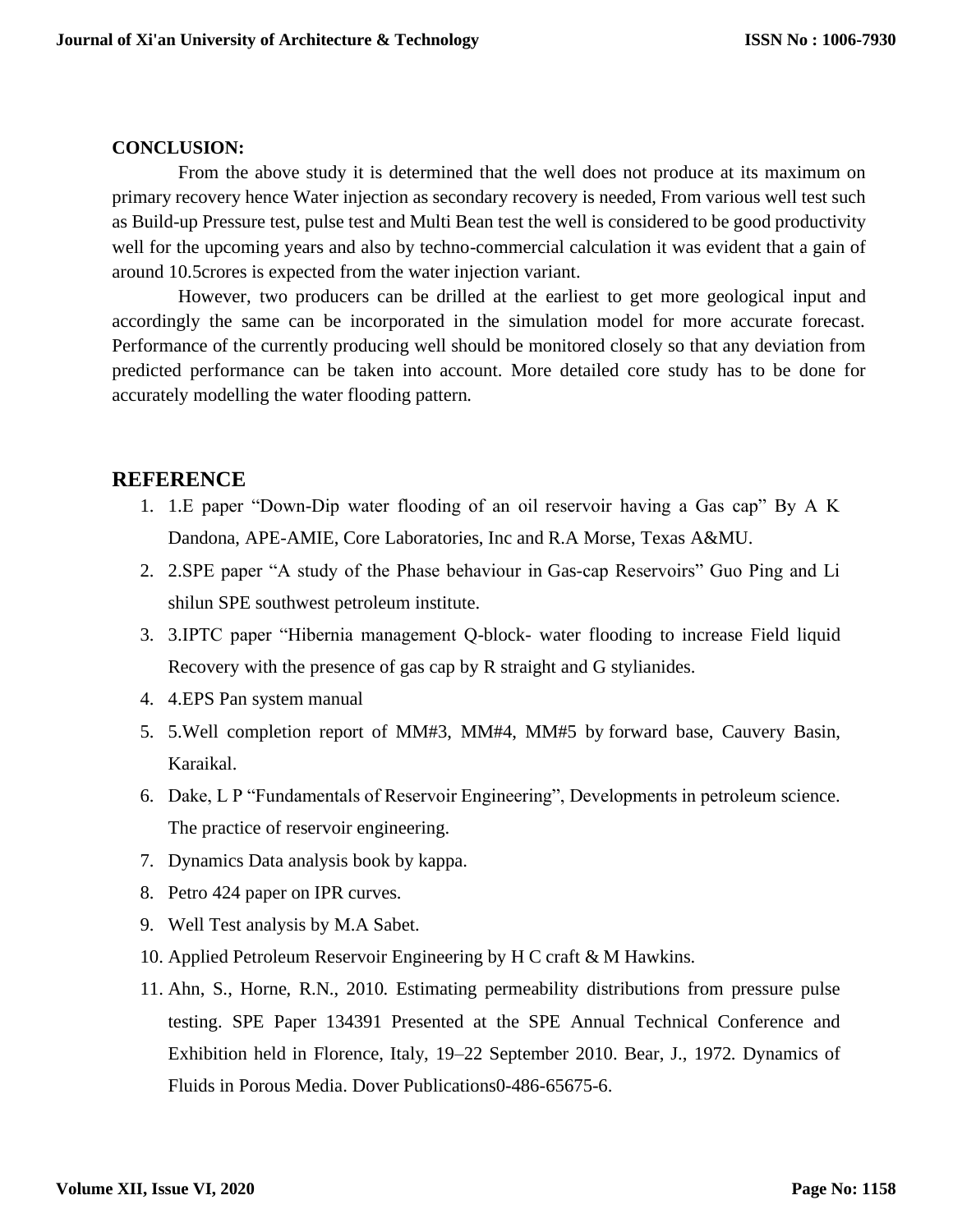**CONCLUSION:**

From the above study it is determined that the well does not produce at its maximum on primary recovery hence Water injection as secondary recovery is needed, From various well test such as Build-up Pressure test, pulse test and Multi Bean test the well is considered to be good productivity well for the upcoming years and also by techno-commercial calculation it was evident that a gain of around 10.5crores is expected from the water injection variant.

However, two producers can be drilled at the earliest to get more geological input and accordingly the same can be incorporated in the simulation model for more accurate forecast. Performance of the currently producing well should be monitored closely so that any deviation from predicted performance can be taken into account. More detailed core study has to be done for accurately modelling the water flooding pattern.

## REFERENCE

1. 1.E paper "Down-Dip water flooding of an oil reservoir having a Gas cap" By A K Dandona, APE-AMIE, Core Laboratories, Inc and R.A Morse, Texas A&MU.
2. 2.SPE paper "A study of the Phase behaviour in Gas-cap Reservoirs" Guo Ping and Li shilun SPE southwest petroleum institute.
3. 3.IPTC paper "Hibernia management Q-block- water flooding to increase Field liquid Recovery with the presence of gas cap by R straight and G stylianides.
4. 4.EPS Pan system manual
5. 5.Well completion report of MM#3, MM#4, MM#5 by forward base, Cauvery Basin, Karaikal.
6. Dake, L P "Fundamentals of Reservoir Engineering", Developments in petroleum science. The practice of reservoir engineering.
7. Dynamics Data analysis book by kappa.
8. Petro 424 paper on IPR curves.
9. Well Test analysis by M.A Sabet.
10. Applied Petroleum Reservoir Engineering by H C craft & M Hawkins.
11. Ahn, S., Horne, R.N., 2010. Estimating permeability distributions from pressure pulse testing. SPE Paper 134391 Presented at the SPE Annual Technical Conference and Exhibition held in Florence, Italy, 19–22 September 2010. Bear, J., 1972. Dynamics of Fluids in Porous Media. Dover Publications0-486-65675-6.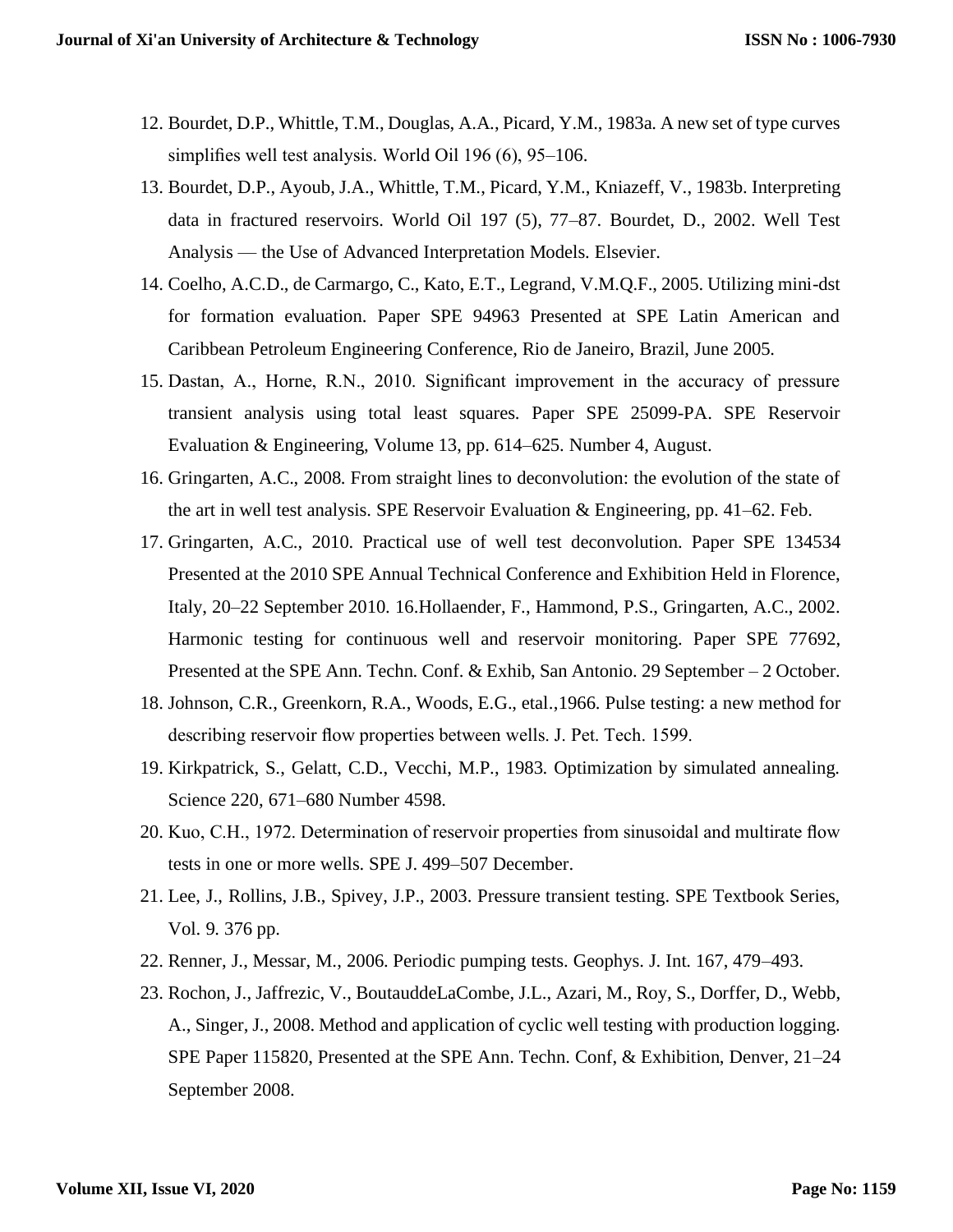12. Bourdet, D.P., Whittle, T.M., Douglas, A.A., Picard, Y.M., 1983a. A new set of type curves simplifies well test analysis. World Oil 196 (6), 95–106.
13. Bourdet, D.P., Ayoub, J.A., Whittle, T.M., Picard, Y.M., Kniazeff, V., 1983b. Interpreting data in fractured reservoirs. World Oil 197 (5), 77–87. Bourdet, D., 2002. Well Test Analysis — the Use of Advanced Interpretation Models. Elsevier.
14. Coelho, A.C.D., de Carmargo, C., Kato, E.T., Legrand, V.M.Q.F., 2005. Utilizing mini-dst for formation evaluation. Paper SPE 94963 Presented at SPE Latin American and Caribbean Petroleum Engineering Conference, Rio de Janeiro, Brazil, June 2005.
15. Dastan, A., Horne, R.N., 2010. Significant improvement in the accuracy of pressure transient analysis using total least squares. Paper SPE 25099-PA. SPE Reservoir Evaluation & Engineering, Volume 13, pp. 614–625. Number 4, August.
16. Gringarten, A.C., 2008. From straight lines to deconvolution: the evolution of the state of the art in well test analysis. SPE Reservoir Evaluation & Engineering, pp. 41–62. Feb.
17. Gringarten, A.C., 2010. Practical use of well test deconvolution. Paper SPE 134534 Presented at the 2010 SPE Annual Technical Conference and Exhibition Held in Florence, Italy, 20–22 September 2010. 16.Hollaender, F., Hammond, P.S., Gringarten, A.C., 2002. Harmonic testing for continuous well and reservoir monitoring. Paper SPE 77692, Presented at the SPE Ann. Techn. Conf. & Exhib, San Antonio. 29 September – 2 October.
18. Johnson, C.R., Greenkorn, R.A., Woods, E.G., etal.,1966. Pulse testing: a new method for describing reservoir flow properties between wells. J. Pet. Tech. 1599.
19. Kirkpatrick, S., Gelatt, C.D., Vecchi, M.P., 1983. Optimization by simulated annealing. Science 220, 671–680 Number 4598.
20. Kuo, C.H., 1972. Determination of reservoir properties from sinusoidal and multirate flow tests in one or more wells. SPE J. 499–507 December.
21. Lee, J., Rollins, J.B., Spivey, J.P., 2003. Pressure transient testing. SPE Textbook Series, Vol. 9. 376 pp.
22. Renner, J., Messar, M., 2006. Periodic pumping tests. Geophys. J. Int. 167, 479–493.
23. Rochon, J., Jaffrezic, V., BoutauddeLaCombe, J.L., Azari, M., Roy, S., Dorffer, D., Webb, A., Singer, J., 2008. Method and application of cyclic well testing with production logging. SPE Paper 115820, Presented at the SPE Ann. Techn. Conf, & Exhibition, Denver, 21–24 September 2008.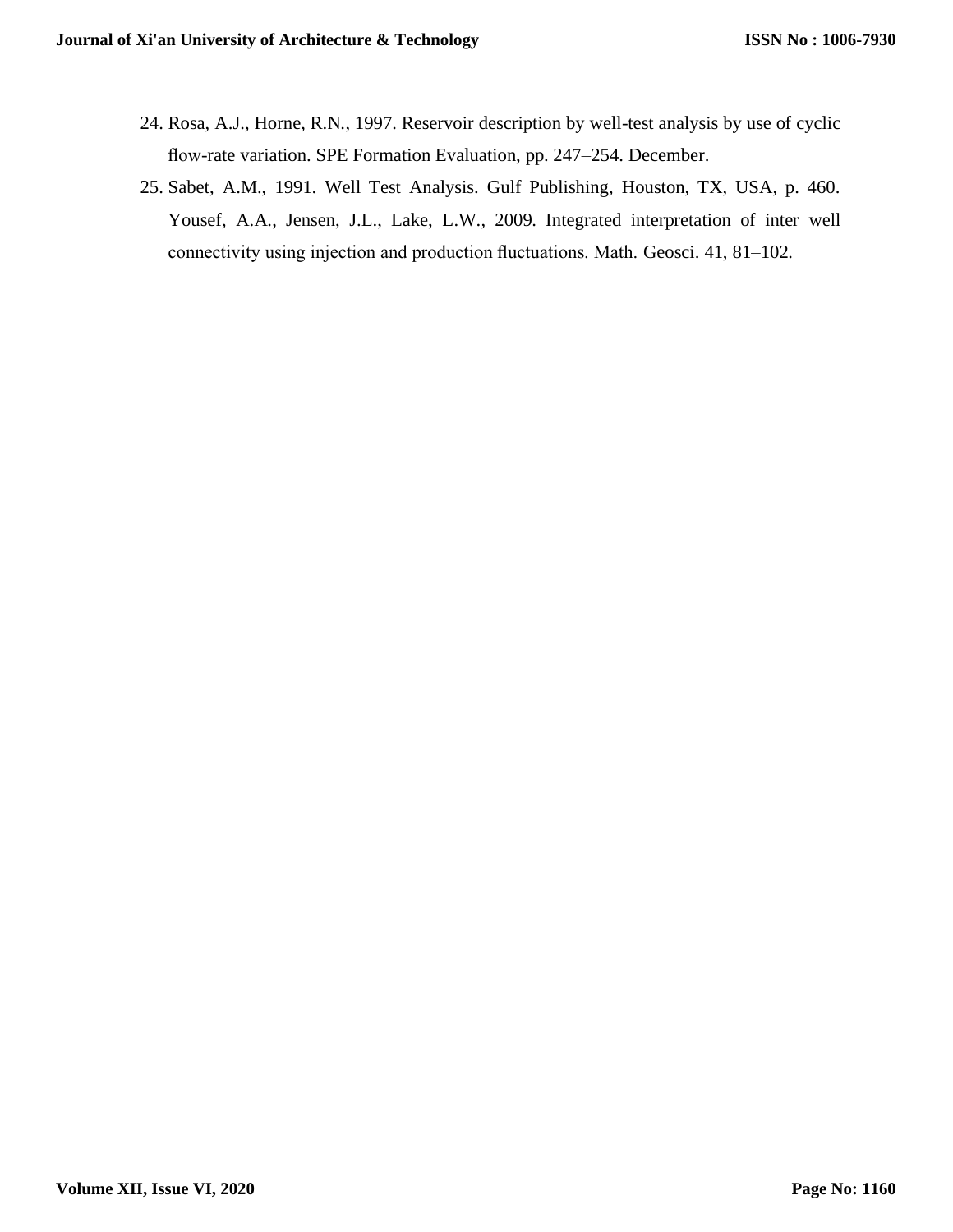24. Rosa, A.J., Horne, R.N., 1997. Reservoir description by well-test analysis by use of cyclic flow-rate variation. SPE Formation Evaluation, pp. 247–254. December.
25. Sabet, A.M., 1991. Well Test Analysis. Gulf Publishing, Houston, TX, USA, p. 460. Yousef, A.A., Jensen, J.L., Lake, L.W., 2009. Integrated interpretation of inter well connectivity using injection and production fluctuations. Math. Geosci. 41, 81–102.